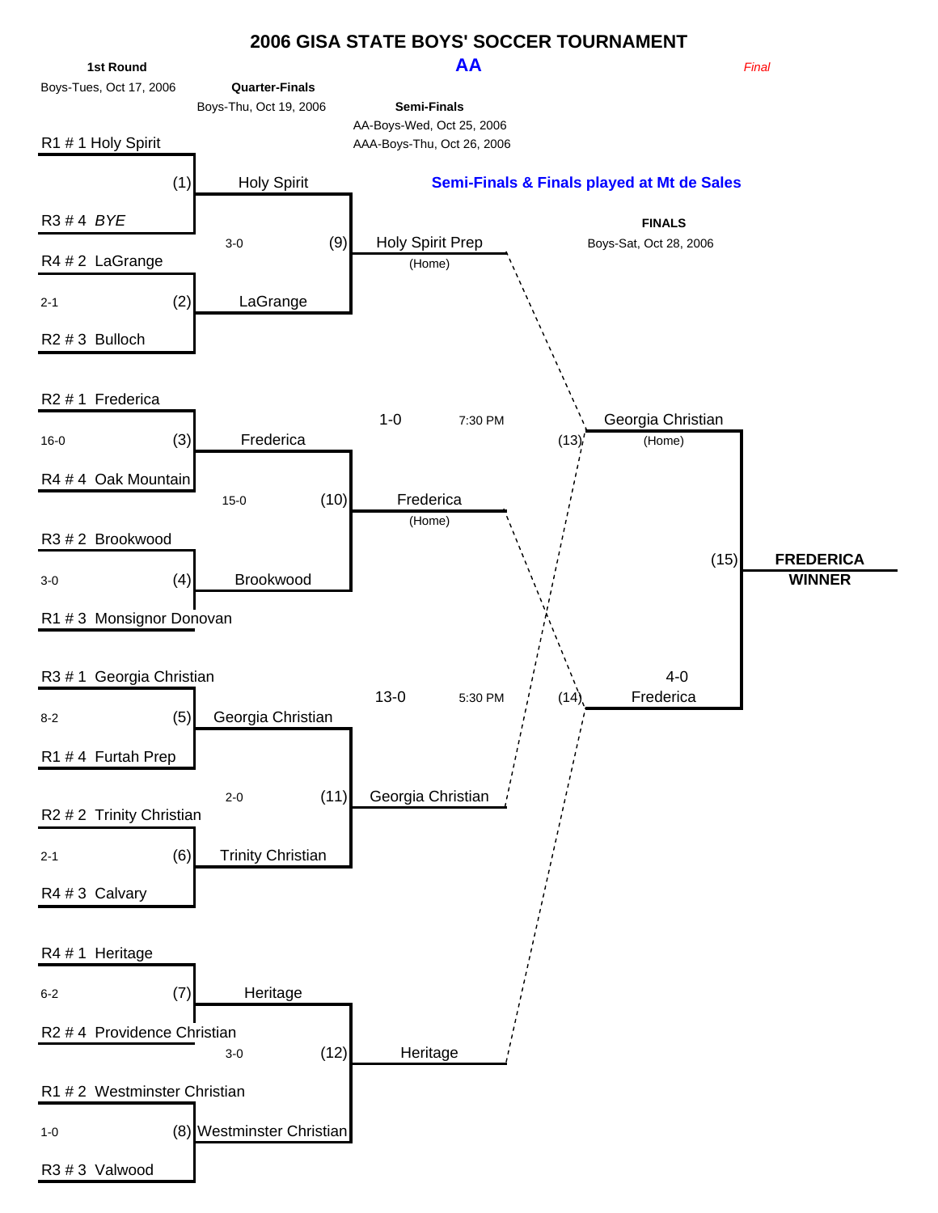# 2006 GISA STATE BOYS' SOCCER TOURNAMENT

## AA

*Final*

**Semi-Finals & Finals played at Mt de Sales**

### 1st Round
Boys-Tues, Oct 17, 2006

| Game | Matchup | Score | Winner |
|---|---|---|---|
| (1) | R1 # 1 Holy Spirit vs. R3 # 4 *BYE* | | Holy Spirit |
| (2) | R4 # 2 LaGrange vs. R2 # 3 Bulloch | 2-1 | LaGrange |
| (3) | R2 # 1 Frederica vs. R4 # 4 Oak Mountain | 16-0 | Frederica |
| (4) | R3 # 2 Brookwood vs. R1 # 3 Monsignor Donovan | 3-0 | Brookwood |
| (5) | R3 # 1 Georgia Christian vs. R1 # 4 Furtah Prep | 8-2 | Georgia Christian |
| (6) | R2 # 2 Trinity Christian vs. R4 # 3 Calvary | 2-1 | Trinity Christian |
| (7) | R4 # 1 Heritage vs. R2 # 4 Providence Christian | 6-2 | Heritage |
| (8) | R1 # 2 Westminster Christian vs. R3 # 3 Valwood | 1-0 | Westminster Christian |

### Quarter-Finals
Boys-Thu, Oct 19, 2006

| Game | Matchup | Score | Winner |
|---|---|---|---|
| (9) | Holy Spirit vs. LaGrange | 3-0 | Holy Spirit Prep (Home) |
| (10) | Frederica vs. Brookwood | 15-0 | Frederica (Home) |
| (11) | Georgia Christian vs. Trinity Christian | 2-0 | Georgia Christian |
| (12) | Heritage vs. Westminster Christian | 3-0 | Heritage |

### Semi-Finals
AA-Boys-Wed, Oct 25, 2006
AAA-Boys-Thu, Oct 26, 2006

| Game | Matchup | Time | Score | Winner |
|---|---|---|---|---|
| (13) | Holy Spirit Prep (Home) vs. Georgia Christian | 7:30 PM | 1-0 | Georgia Christian (Home) |
| (14) | Frederica (Home) vs. Heritage | 5:30 PM | 13-0 | Frederica |

### FINALS
Boys-Sat, Oct 28, 2006

| Game | Matchup | Score | Winner |
|---|---|---|---|
| (15) | Georgia Christian (Home) vs. Frederica | 4-0 | **FREDERICA WINNER** |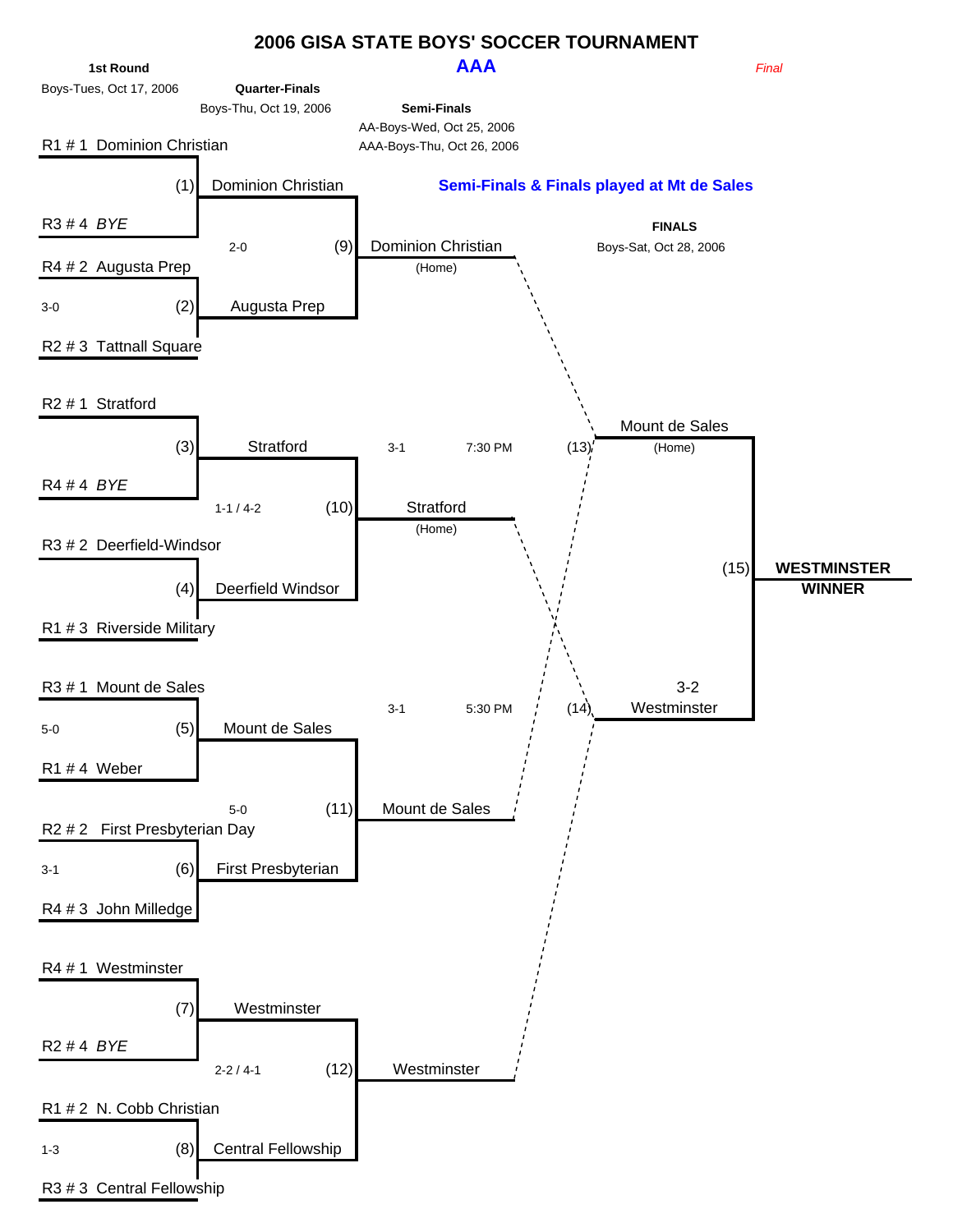# 2006 GISA STATE BOYS' SOCCER TOURNAMENT

## AAA

*Final*

**1st Round**
Boys-Tues, Oct 17, 2006

**Quarter-Finals**
Boys-Thu, Oct 19, 2006

**Semi-Finals**
AA-Boys-Wed, Oct 25, 2006
AAA-Boys-Thu, Oct 26, 2006

**Semi-Finals & Finals played at Mt de Sales**

**FINALS**
Boys-Sat, Oct 28, 2006

R1 # 1 Dominion Christian
(1) Dominion Christian
R3 # 4 *BYE*
2-0
(9) Dominion Christian (Home)
R4 # 2 Augusta Prep
3-0
(2) Augusta Prep
R2 # 3 Tattnall Square

R2 # 1 Stratford
(3) Stratford
3-1 7:30 PM
(13) Mount de Sales (Home)
R4 # 4 *BYE*
1-1 / 4-2
(10) Stratford (Home)
R3 # 2 Deerfield-Windsor
(15) **WESTMINSTER WINNER**
(4) Deerfield Windsor
R1 # 3 Riverside Military

R3 # 1 Mount de Sales
3-2
3-1 5:30 PM
(14) Westminster
5-0
(5) Mount de Sales
R1 # 4 Weber
5-0
(11) Mount de Sales
R2 # 2 First Presbyterian Day
3-1
(6) First Presbyterian
R4 # 3 John Milledge

R4 # 1 Westminster
(7) Westminster
R2 # 4 *BYE*
2-2 / 4-1
(12) Westminster
R1 # 2 N. Cobb Christian
1-3
(8) Central Fellowship
R3 # 3 Central Fellowship